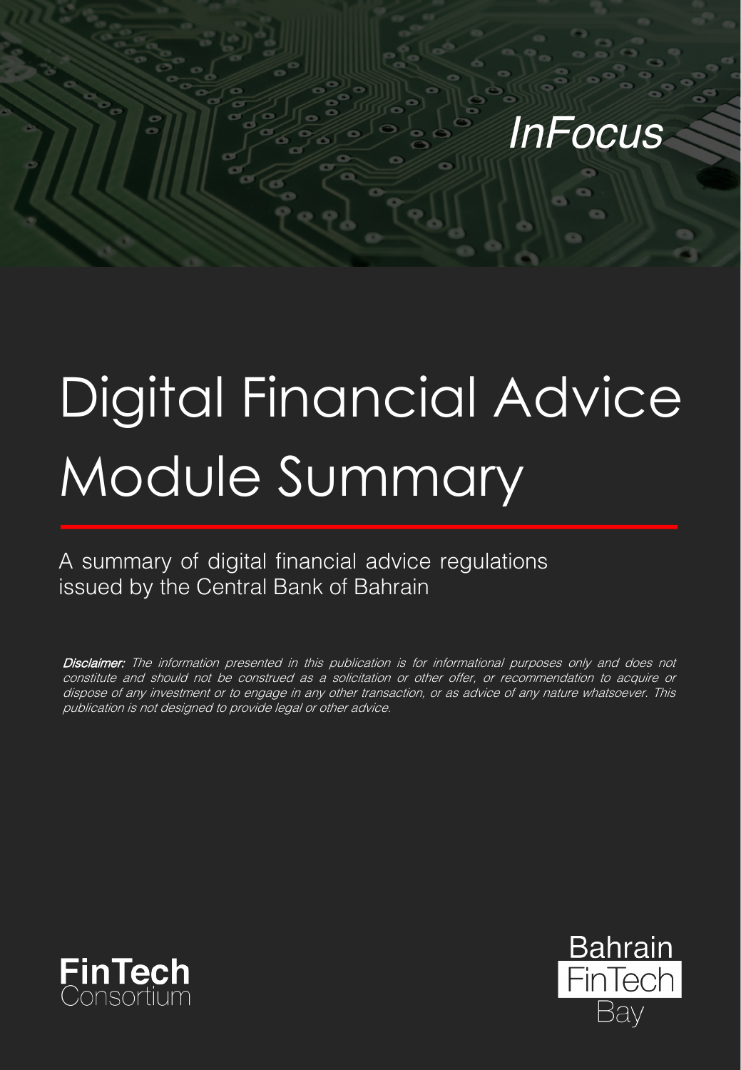*InFocus*

# Digital Financial Advice Module Summary

A summary of digital financial advice regulations issued by the Central Bank of Bahrain

***Disclaimer:*** *The information presented in this publication is for informational purposes only and does not constitute and should not be construed as a solicitation or other offer, or recommendation to acquire or dispose of any investment or to engage in any other transaction, or as advice of any nature whatsoever. This publication is not designed to provide legal or other advice.*

**FinTech** Consortium

Bahrain FinTech Bay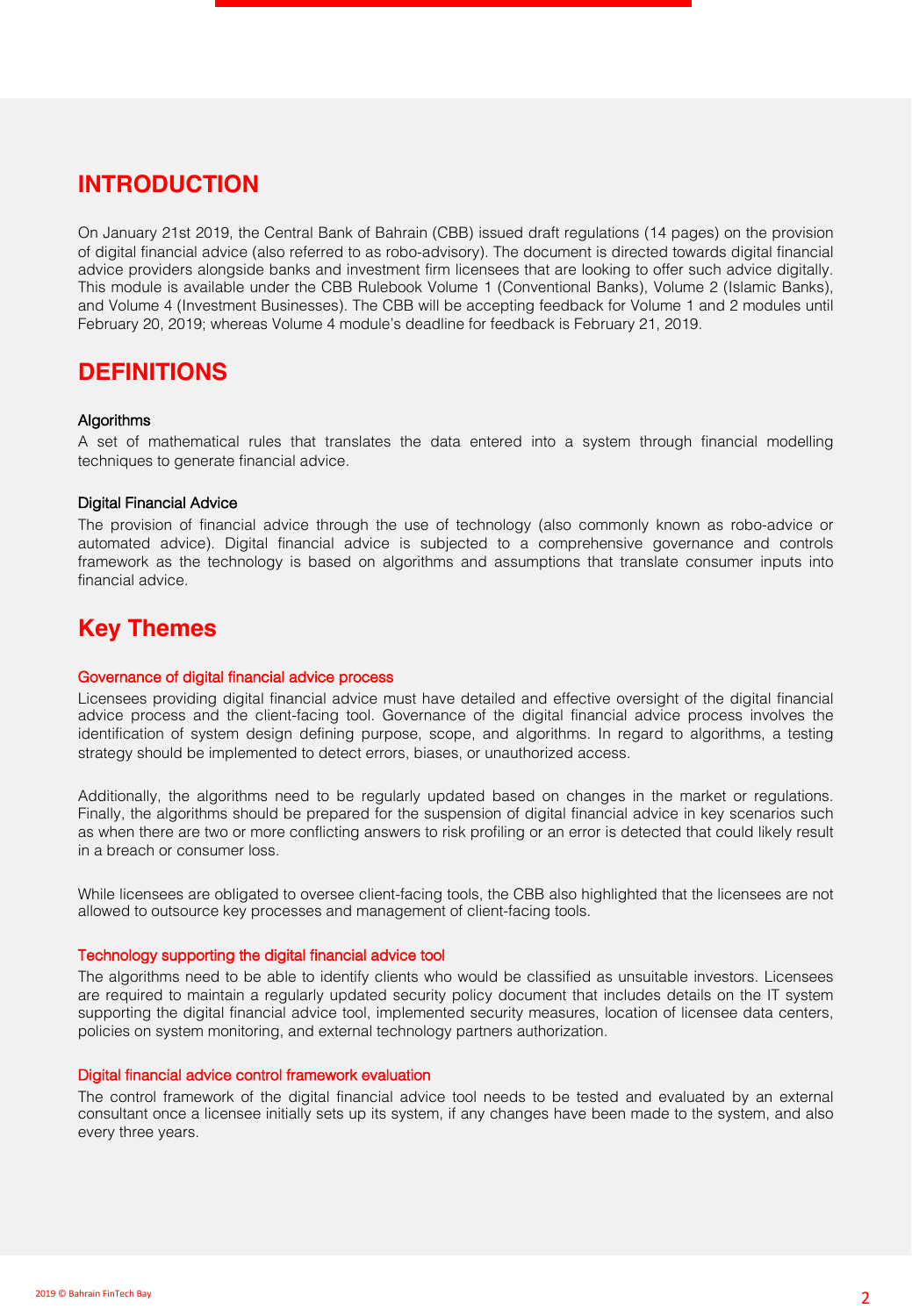## INTRODUCTION

On January 21st 2019, the Central Bank of Bahrain (CBB) issued draft regulations (14 pages) on the provision of digital financial advice (also referred to as robo-advisory). The document is directed towards digital financial advice providers alongside banks and investment firm licensees that are looking to offer such advice digitally. This module is available under the CBB Rulebook Volume 1 (Conventional Banks), Volume 2 (Islamic Banks), and Volume 4 (Investment Businesses). The CBB will be accepting feedback for Volume 1 and 2 modules until February 20, 2019; whereas Volume 4 module's deadline for feedback is February 21, 2019.

## DEFINITIONS

#### Algorithms

A set of mathematical rules that translates the data entered into a system through financial modelling techniques to generate financial advice.

#### Digital Financial Advice

The provision of financial advice through the use of technology (also commonly known as robo-advice or automated advice). Digital financial advice is subjected to a comprehensive governance and controls framework as the technology is based on algorithms and assumptions that translate consumer inputs into financial advice.

## Key Themes

### Governance of digital financial advice process

Licensees providing digital financial advice must have detailed and effective oversight of the digital financial advice process and the client-facing tool. Governance of the digital financial advice process involves the identification of system design defining purpose, scope, and algorithms. In regard to algorithms, a testing strategy should be implemented to detect errors, biases, or unauthorized access.

Additionally, the algorithms need to be regularly updated based on changes in the market or regulations. Finally, the algorithms should be prepared for the suspension of digital financial advice in key scenarios such as when there are two or more conflicting answers to risk profiling or an error is detected that could likely result in a breach or consumer loss.

While licensees are obligated to oversee client-facing tools, the CBB also highlighted that the licensees are not allowed to outsource key processes and management of client-facing tools.

### Technology supporting the digital financial advice tool

The algorithms need to be able to identify clients who would be classified as unsuitable investors. Licensees are required to maintain a regularly updated security policy document that includes details on the IT system supporting the digital financial advice tool, implemented security measures, location of licensee data centers, policies on system monitoring, and external technology partners authorization.

### Digital financial advice control framework evaluation

The control framework of the digital financial advice tool needs to be tested and evaluated by an external consultant once a licensee initially sets up its system, if any changes have been made to the system, and also every three years.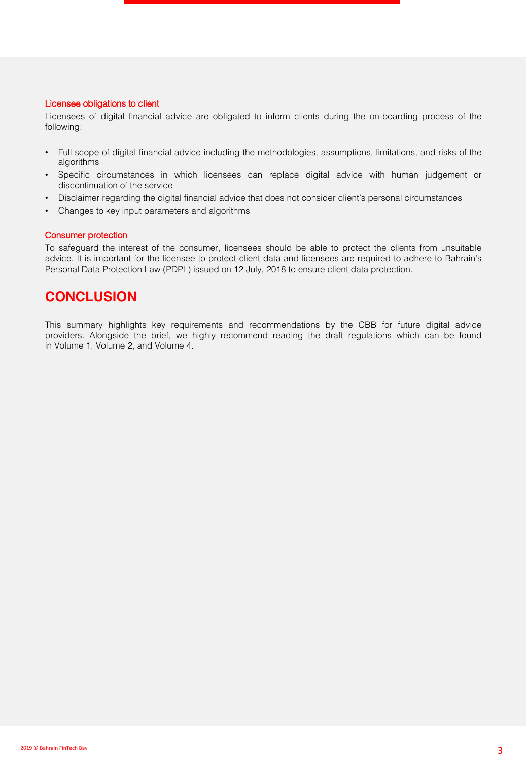### Licensee obligations to client

Licensees of digital financial advice are obligated to inform clients during the on-boarding process of the following:

- Full scope of digital financial advice including the methodologies, assumptions, limitations, and risks of the algorithms
- Specific circumstances in which licensees can replace digital advice with human judgement or discontinuation of the service
- Disclaimer regarding the digital financial advice that does not consider client's personal circumstances
- Changes to key input parameters and algorithms

### Consumer protection

To safeguard the interest of the consumer, licensees should be able to protect the clients from unsuitable advice. It is important for the licensee to protect client data and licensees are required to adhere to Bahrain's Personal Data Protection Law (PDPL) issued on 12 July, 2018 to ensure client data protection.

## CONCLUSION

This summary highlights key requirements and recommendations by the CBB for future digital advice providers. Alongside the brief, we highly recommend reading the draft regulations which can be found in Volume 1, Volume 2, and Volume 4.